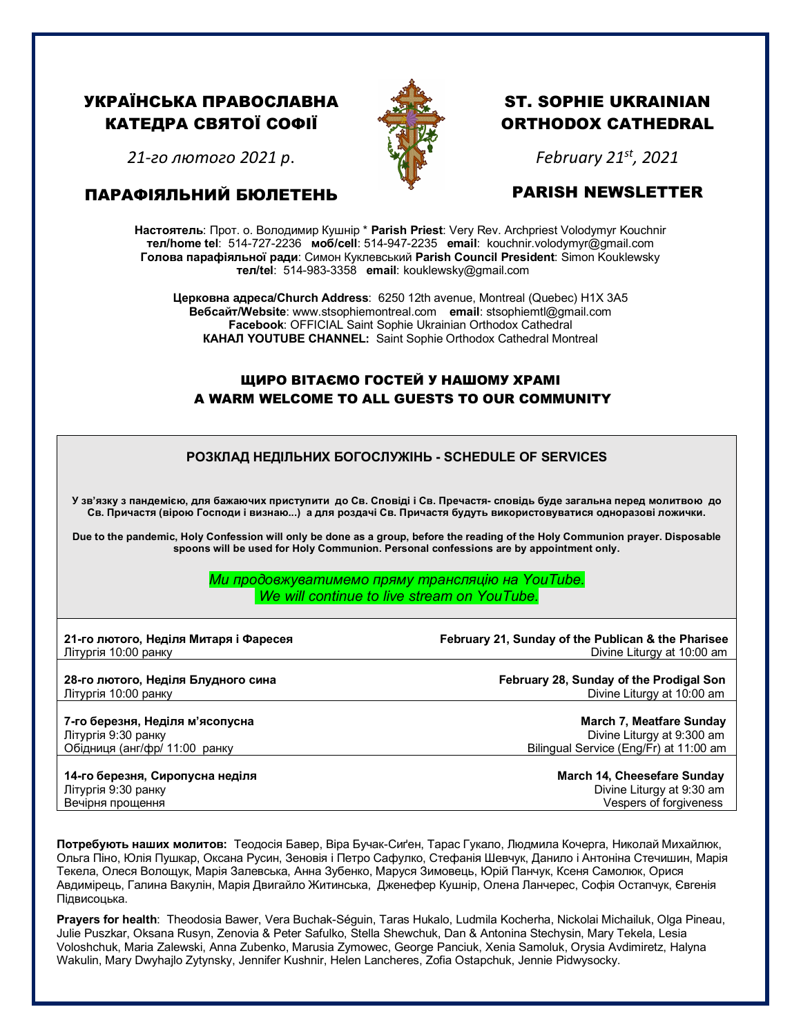# УКРАЇНСЬКА ПРАВОСЛАВНА КАТЕДРА СВЯТОЇ СОФІЇ

*21-го лютого 2021 р.*

## ПАРАФІЯЛЬНИЙ БЮЛЕТЕНЬ

# ST. SOPHIE UKRAINIAN ORTHODOX CATHEDRAL

*February 21st, 2021*

## PARISH NEWSLETTER

**Настоятель**: Прот. о. Володимир Кушнір * **Parish Priest**: Very Rev. Archpriest Volodymyr Kouchnir
**тел/home tel**: 514-727-2236 **моб/cell**: 514-947-2235 **email**: kouchnir.volodymyr@gmail.com
**Голова парафіяльної ради**: Симон Куклевський **Parish Council President**: Simon Kouklewsky
**тел/tel**: 514-983-3358 **email**: kouklewsky@gmail.com

**Церковна адреса/Church Address**: 6250 12th avenue, Montreal (Quebec) H1X 3A5
**Вебсайт/Website**: www.stsophiemontreal.com **email**: stsophiemtl@gmail.com
**Facebook**: OFFICIAL Saint Sophie Ukrainian Orthodox Cathedral
**КАНАЛ YOUTUBE CHANNEL:** Saint Sophie Orthodox Cathedral Montreal

### ЩИРО ВІТАЄМО ГОСТЕЙ У НАШОМУ ХРАМІ
### A WARM WELCOME TO ALL GUESTS TO OUR COMMUNITY

### РОЗКЛАД НЕДІЛЬНИХ БОГОСЛУЖІНЬ - SCHEDULE OF SERVICES

**У зв'язку з пандемією, для бажаючих приступити до Св. Сповіді і Св. Пречастя- сповідь буде загальна перед молитвою до Св. Причастя (вірою Господи і визнаю...) а для роздачі Св. Причастя будуть використовуватися одноразові ложички.**

**Due to the pandemic, Holy Confession will only be done as a group, before the reading of the Holy Communion prayer. Disposable spoons will be used for Holy Communion. Personal confessions are by appointment only.**

*Ми продовжуватимемо пряму трансляцію на YouTube.*
*We will continue to live stream on YouTube.*

| | |
|---|---|
| **21-го лютого, Неділя Митаря і Фаресея**<br>Літургія 10:00 ранку | **February 21, Sunday of the Publican & the Pharisee**<br>Divine Liturgy at 10:00 am |
| **28-го лютого, Неділя Блудного сина**<br>Літургія 10:00 ранку | **February 28, Sunday of the Prodigal Son**<br>Divine Liturgy at 10:00 am |
| **7-го березня, Неділя м'ясопусна**<br>Літургія 9:30 ранку<br>Обідниця (анг/фр/ 11:00 ранку | **March 7, Meatfare Sunday**<br>Divine Liturgy at 9:300 am<br>Bilingual Service (Eng/Fr) at 11:00 am |
| **14-го березня, Сиропусна неділя**<br>Літургія 9:30 ранку<br>Вечірня прощення | **March 14, Cheesefare Sunday**<br>Divine Liturgy at 9:30 am<br>Vespers of forgiveness |

**Потребують наших молитов:** Теодосія Бавер, Віра Бучак-Сиґен, Тарас Гукало, Людмила Кочерга, Николай Михайлюк, Ольга Піно, Юлія Пушкар, Оксана Русин, Зеновія і Петро Сафулко, Стефанія Шевчук, Данило і Антоніна Стечишин, Марія Текела, Олеся Волощук, Марія Залевська, Анна Зубенко, Маруся Зимовець, Юрій Панчук, Ксеня Самолюк, Орися Авдимірець, Галина Вакулін, Марія Двигайло Житинська, Дженефер Кушнір, Олена Ланчерес, Софія Остапчук, Євгенія Підвисоцька.

**Prayers for health**: Theodosia Bawer, Vera Buchak-Séguin, Taras Hukalo, Ludmila Kocherha, Nickolai Michailuk, Olga Pineau, Julie Puszkar, Oksana Rusyn, Zenovia & Peter Safulko, Stella Shewchuk, Dan & Antonina Stechysin, Mary Tekela, Lesia Voloshchuk, Maria Zalewski, Anna Zubenko, Marusia Zymowec, George Panciuk, Xenia Samoluk, Orysia Avdimiretz, Halyna Wakulin, Mary Dwyhajlo Zytynsky, Jennifer Kushnir, Helen Lancheres, Zofia Ostapchuk, Jennie Pidwysocky.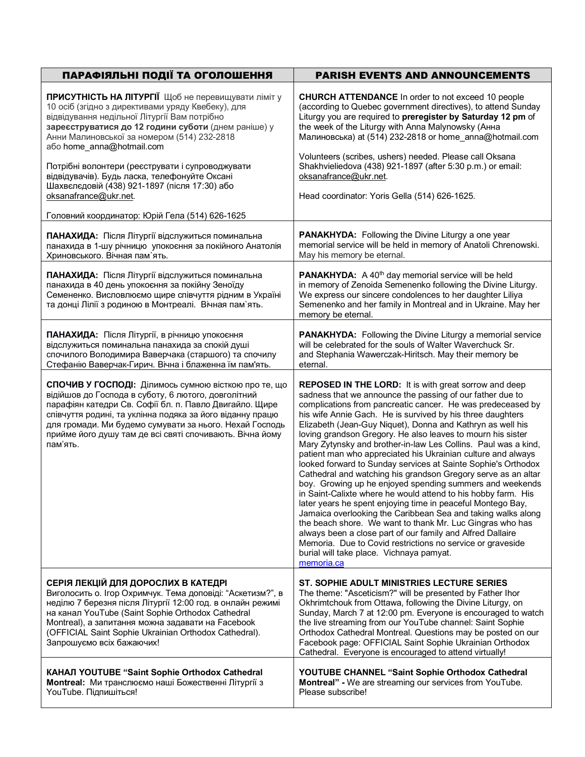| ПАРАФІЯЛЬНІ ПОДІЇ ТА ОГОЛОШЕННЯ | PARISH EVENTS AND ANNOUNCEMENTS |
|---|---|
| **ПРИСУТНІСТЬ НА ЛІТУРГІЇ** Щоб не перевищувати ліміт у 10 осіб (згідно з директивами уряду Квебеку), для відвідування недільної Літургії Вам потрібно **зареєструватися до 12 години суботи** (днем раніше) у Анни Малиновської за номером (514) 232-2818 або home_anna@hotmail.com<br><br>Потрібні волонтери (реєструвати і супроводжувати відвідувачів). Будь ласка, телефонуйте Оксані Шахвєлєдовій (438) 921-1897 (після 17:30) або oksanafrance@ukr.net.<br><br>Головний координатор: Юрій Гела (514) 626-1625 | **CHURCH ATTENDANCE** In order to not exceed 10 people (according to Quebec government directives), to attend Sunday Liturgy you are required to **preregister by Saturday 12 pm** of the week of the Liturgy with Anna Malynowsky (Анна Малиновська) at (514) 232-2818 or home_anna@hotmail.com<br><br>Volunteers (scribes, ushers) needed. Please call Oksana Shakhvieliedova (438) 921-1897 (after 5:30 p.m.) or email: oksanafrance@ukr.net.<br><br>Head coordinator: Yoris Gella (514) 626-1625. |
| **ПАНАХИДА:** Після Літургії відслужиться поминальна панахида в 1-шу річницю упокоєння за покійного Анатолія Хриновського. Вічная пам`ять. | **PANAKHYDA:** Following the Divine Liturgy a one year memorial service will be held in memory of Anatoli Chrenowski. May his memory be eternal. |
| **ПАНАХИДА:** Після Літургії відслужиться поминальна панахида в 40 день упокоєння за покійну Зеноїду Семененко. Висловлюємо щире співчуття рідним в Україні та донці Лілії з родиною в Монтреалі. Вічная пам`ять. | **PANAKHYDA:** A 40th day memorial service will be held in memory of Zenoida Semenenko following the Divine Liturgy. We express our sincere condolences to her daughter Liliya Semenenko and her family in Montreal and in Ukraine. May her memory be eternal. |
| **ПАНАХИДА:** Після Літургії, в річницю упокоєння відслужиться поминальна панахида за спокій душі спочилого Володимира Ваверчака (старшого) та спочилу Стефанію Ваверчак-Гирич. Вічна і блаженна їм пам'ять. | **PANAKHYDA:** Following the Divine Liturgy a memorial service will be celebrated for the souls of Walter Waverchuck Sr. and Stephania Wawerczak-Hiritsch. May their memory be eternal. |
| **СПОЧИВ У ГОСПОДІ:** Ділимось сумною вісткою про те, що відійшов до Господа в суботу, 6 лютого, довголітний парафіян катедри Св. Софії бл. п. Павло Двигайло. Щире співчуття родині, та уклінна подяка за його віддану працю для громади. Ми будемо сумувати за нього. Нехай Господь прийме його душу там де всі святі спочивають. Вічна йому пам'ять. | **REPOSED IN THE LORD:** It is with great sorrow and deep sadness that we announce the passing of our father due to complications from pancreatic cancer. He was predeceased by his wife Annie Gach. He is survived by his three daughters Elizabeth (Jean-Guy Niquet), Donna and Kathryn as well his loving grandson Gregory. He also leaves to mourn his sister Mary Zytynsky and brother-in-law Les Collins. Paul was a kind, patient man who appreciated his Ukrainian culture and always looked forward to Sunday services at Sainte Sophie's Orthodox Cathedral and watching his grandson Gregory serve as an altar boy. Growing up he enjoyed spending summers and weekends in Saint-Calixte where he would attend to his hobby farm. His later years he spent enjoying time in peaceful Montego Bay, Jamaica overlooking the Caribbean Sea and taking walks along the beach shore. We want to thank Mr. Luc Gingras who has always been a close part of our family and Alfred Dallaire Memoria. Due to Covid restrictions no service or graveside burial will take place. Vichnaya pamyat.<br>memoria.ca |
| **СЕРІЯ ЛЕКЦІЙ ДЛЯ ДОРОСЛИХ В КАТЕДРІ**<br>Виголосить о. Ігор Охримчук. Тема доповіді: "Аскетизм?", в неділю 7 березня після Літургії 12:00 год. в онлайн режимі на канал YouTube (Saint Sophie Orthodox Cathedral Montreal), а запитання можна задавати на Facebook (OFFICIAL Saint Sophie Ukrainian Orthodox Cathedral). Запрошуємо всіх бажаючих! | **ST. SOPHIE ADULT MINISTRIES LECTURE SERIES**<br>The theme: "Asceticism?" will be presented by Father Ihor Okhrimtchouk from Ottawa, following the Divine Liturgy, on Sunday, March 7 at 12:00 pm. Everyone is encouraged to watch the live streaming from our YouTube channel: Saint Sophie Orthodox Cathedral Montreal. Questions may be posted on our Facebook page: OFFICIAL Saint Sophie Ukrainian Orthodox Cathedral. Everyone is encouraged to attend virtually! |
| **КАНАЛ YOUTUBE "Saint Sophie Orthodox Cathedral Montreal:** Ми транслюємо наші Божественні Літургії з YouTube. Підпишіться! | **YOUTUBE CHANNEL "Saint Sophie Orthodox Cathedral Montreal" -** We are streaming our services from YouTube. Please subscribe! |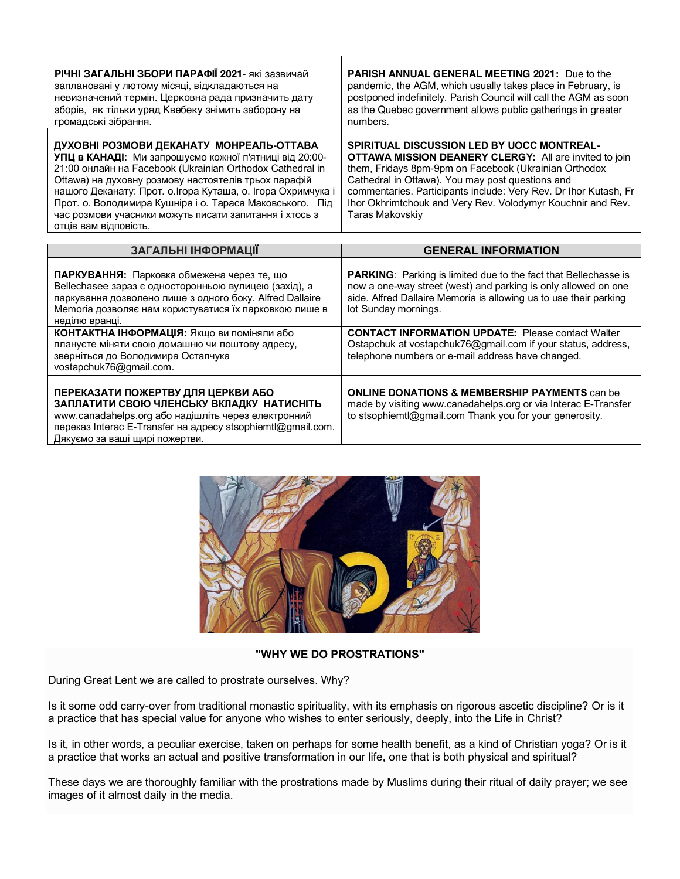| | |
|---|---|
| **РІЧНІ ЗАГАЛЬНІ ЗБОРИ ПАРАФІЇ 2021**- які зазвичай заплановані у лютому місяці, відкладаються на невизначений термін. Церковна рада призначить дату зборів, як тільки уряд Квебеку знімить заборону на громадські зібрання. | **PARISH ANNUAL GENERAL MEETING 2021:** Due to the pandemic, the AGM, which usually takes place in February, is postponed indefinitely. Parish Council will call the AGM as soon as the Quebec government allows public gatherings in greater numbers. |
| **ДУХОВНІ РОЗМОВИ ДЕКАНАТУ МОНРЕАЛЬ-ОТТАВА УПЦ в КАНАДІ:** Ми запрошуємо кожної п'ятниці від 20:00-21:00 онлайн на Facebook (Ukrainian Orthodox Cathedral in Ottawa) на духовну розмову настоятелів трьох парафій нашого Деканату: Прот. о.Ігора Куташа, о. Ігора Охримчука і Прот. о. Володимира Кушніра і о. Тараса Маковського. Під час розмови учасники можуть писати запитання і хтось з отців вам відповість. | **SPIRITUAL DISCUSSION LED BY UOCC MONTREAL-OTTAWA MISSION DEANERY CLERGY:** All are invited to join them, Fridays 8pm-9pm on Facebook (Ukrainian Orthodox Cathedral in Ottawa). You may post questions and commentaries. Participants include: Very Rev. Dr Ihor Kutash, Fr Ihor Okhrimtchouk and Very Rev. Volodymyr Kouchnir and Rev. Taras Makovskiy |

| ЗАГАЛЬНІ ІНФОРМАЦІЇ | GENERAL INFORMATION |
|---|---|
| **ПАРКУВАННЯ:** Парковка обмежена через те, що Bellechasee зараз є односторонньою вулицею (захід), а паркування дозволено лише з одного боку. Alfred Dallaire Memoria дозволяє нам користуватися їх парковкою лише в неділю вранці. | **PARKING**: Parking is limited due to the fact that Bellechasse is now a one-way street (west) and parking is only allowed on one side. Alfred Dallaire Memoria is allowing us to use their parking lot Sunday mornings. |
| **КОНТАКТНА ІНФОРМАЦІЯ:** Якщо ви поміняли або плануєте міняти свою домашню чи поштову адресу, зверніться до Володимира Остапчука vostapchuk76@gmail.com. | **CONTACT INFORMATION UPDATE:** Please contact Walter Ostapchuk at vostapchuk76@gmail.com if your status, address, telephone numbers or e-mail address have changed. |
| **ПЕРЕКАЗАТИ ПОЖЕРТВУ ДЛЯ ЦЕРКВИ АБО ЗАПЛАТИТИ СВОЮ ЧЛЕНСЬКУ ВКЛАДКУ НАТИСНІТЬ** www.canadahelps.org або надішліть через електронний переказ Interac E-Transfer на адресу stsophiemtl@gmail.com. Дякуємо за ваші щирі пожертви. | **ONLINE DONATIONS & MEMBERSHIP PAYMENTS** can be made by visiting www.canadahelps.org or via Interac E-Transfer to stsophiemtl@gmail.com Thank you for your generosity. |

**"WHY WE DO PROSTRATIONS"**

During Great Lent we are called to prostrate ourselves. Why?

Is it some odd carry-over from traditional monastic spirituality, with its emphasis on rigorous ascetic discipline? Or is it a practice that has special value for anyone who wishes to enter seriously, deeply, into the Life in Christ?

Is it, in other words, a peculiar exercise, taken on perhaps for some health benefit, as a kind of Christian yoga? Or is it a practice that works an actual and positive transformation in our life, one that is both physical and spiritual?

These days we are thoroughly familiar with the prostrations made by Muslims during their ritual of daily prayer; we see images of it almost daily in the media.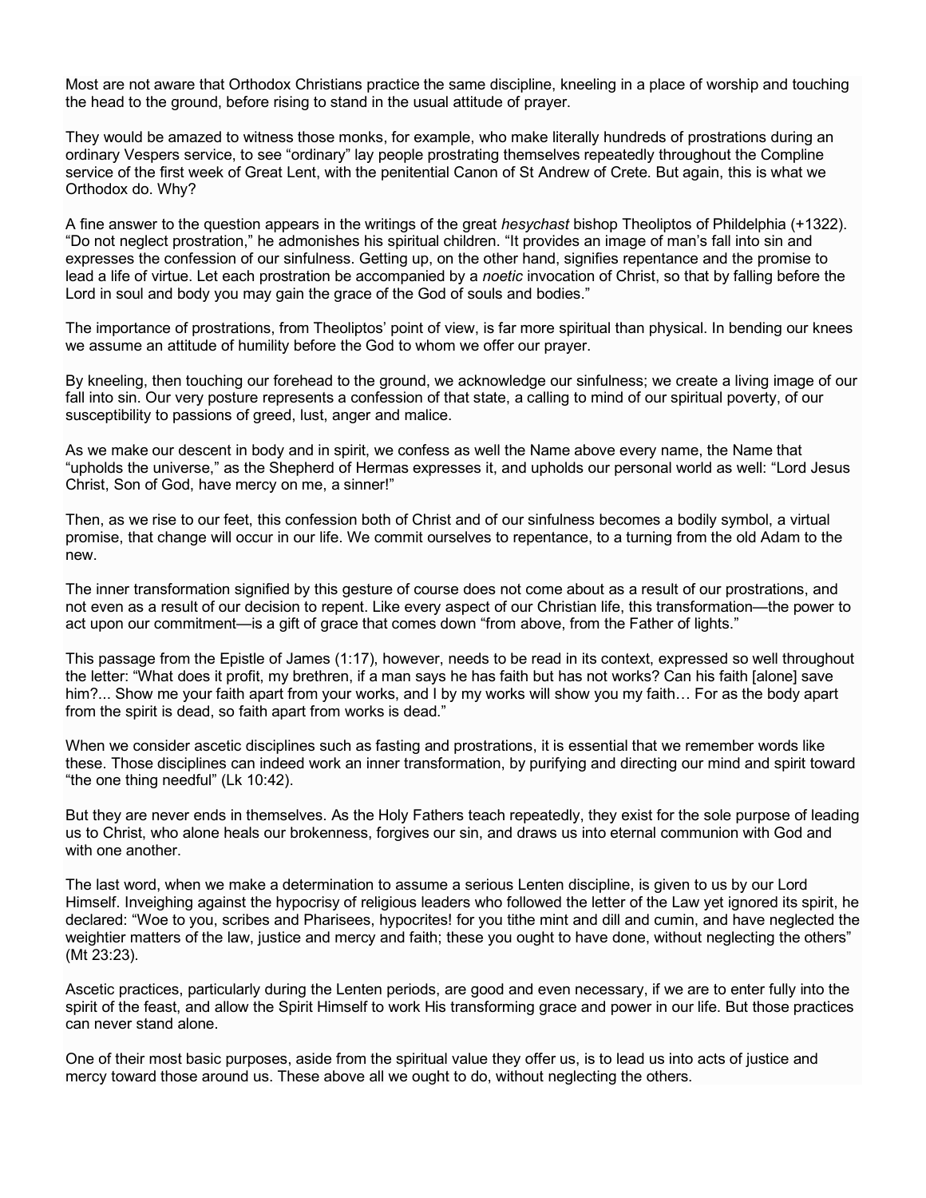Most are not aware that Orthodox Christians practice the same discipline, kneeling in a place of worship and touching the head to the ground, before rising to stand in the usual attitude of prayer.

They would be amazed to witness those monks, for example, who make literally hundreds of prostrations during an ordinary Vespers service, to see "ordinary" lay people prostrating themselves repeatedly throughout the Compline service of the first week of Great Lent, with the penitential Canon of St Andrew of Crete. But again, this is what we Orthodox do. Why?

A fine answer to the question appears in the writings of the great *hesychast* bishop Theoliptos of Phildelphia (+1322). "Do not neglect prostration," he admonishes his spiritual children. "It provides an image of man's fall into sin and expresses the confession of our sinfulness. Getting up, on the other hand, signifies repentance and the promise to lead a life of virtue. Let each prostration be accompanied by a *noetic* invocation of Christ, so that by falling before the Lord in soul and body you may gain the grace of the God of souls and bodies."

The importance of prostrations, from Theoliptos' point of view, is far more spiritual than physical. In bending our knees we assume an attitude of humility before the God to whom we offer our prayer.

By kneeling, then touching our forehead to the ground, we acknowledge our sinfulness; we create a living image of our fall into sin. Our very posture represents a confession of that state, a calling to mind of our spiritual poverty, of our susceptibility to passions of greed, lust, anger and malice.

As we make our descent in body and in spirit, we confess as well the Name above every name, the Name that "upholds the universe," as the Shepherd of Hermas expresses it, and upholds our personal world as well: "Lord Jesus Christ, Son of God, have mercy on me, a sinner!"

Then, as we rise to our feet, this confession both of Christ and of our sinfulness becomes a bodily symbol, a virtual promise, that change will occur in our life. We commit ourselves to repentance, to a turning from the old Adam to the new.

The inner transformation signified by this gesture of course does not come about as a result of our prostrations, and not even as a result of our decision to repent. Like every aspect of our Christian life, this transformation—the power to act upon our commitment—is a gift of grace that comes down "from above, from the Father of lights."

This passage from the Epistle of James (1:17), however, needs to be read in its context, expressed so well throughout the letter: "What does it profit, my brethren, if a man says he has faith but has not works? Can his faith [alone] save him?... Show me your faith apart from your works, and I by my works will show you my faith… For as the body apart from the spirit is dead, so faith apart from works is dead."

When we consider ascetic disciplines such as fasting and prostrations, it is essential that we remember words like these. Those disciplines can indeed work an inner transformation, by purifying and directing our mind and spirit toward "the one thing needful" (Lk 10:42).

But they are never ends in themselves. As the Holy Fathers teach repeatedly, they exist for the sole purpose of leading us to Christ, who alone heals our brokenness, forgives our sin, and draws us into eternal communion with God and with one another.

The last word, when we make a determination to assume a serious Lenten discipline, is given to us by our Lord Himself. Inveighing against the hypocrisy of religious leaders who followed the letter of the Law yet ignored its spirit, he declared: "Woe to you, scribes and Pharisees, hypocrites! for you tithe mint and dill and cumin, and have neglected the weightier matters of the law, justice and mercy and faith; these you ought to have done, without neglecting the others" (Mt 23:23).

Ascetic practices, particularly during the Lenten periods, are good and even necessary, if we are to enter fully into the spirit of the feast, and allow the Spirit Himself to work His transforming grace and power in our life. But those practices can never stand alone.

One of their most basic purposes, aside from the spiritual value they offer us, is to lead us into acts of justice and mercy toward those around us. These above all we ought to do, without neglecting the others.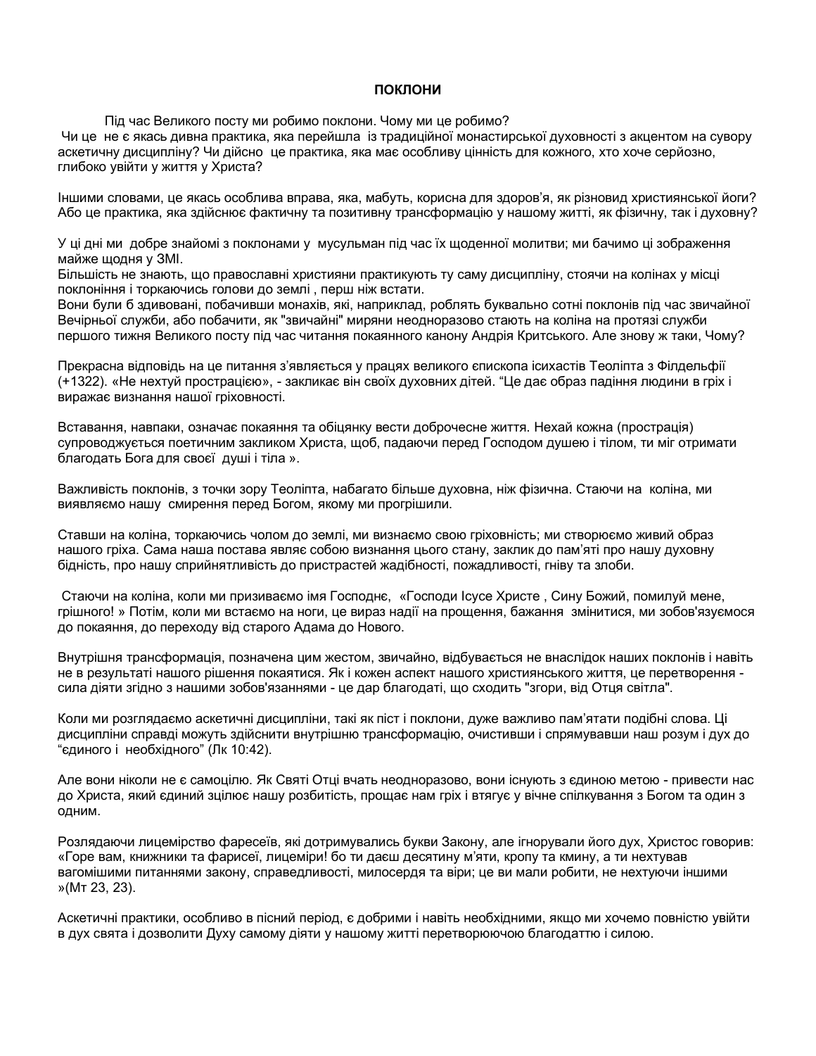# ПОКЛОНИ

Під час Великого посту ми робимо поклони. Чому ми це робимо?
Чи це не є якась дивна практика, яка перейшла із традиційної монастирської духовності з акцентом на сувору аскетичну дисципліну? Чи дійсно це практика, яка має особливу цінність для кожного, хто хоче серйозно, глибоко увійти у життя у Христа?

Іншими словами, це якась особлива вправа, яка, мабуть, корисна для здоров'я, як різновид християнської йоги? Або це практика, яка здійснює фактичну та позитивну трансформацію у нашому житті, як фізичну, так і духовну?

У ці дні ми добре знайомі з поклонами у мусульман під час їх щоденної молитви; ми бачимо ці зображення майже щодня у ЗМІ.
Більшість не знають, що православні християни практикують ту саму дисципліну, стоячи на колінах у місці поклоніння і торкаючись голови до землі , перш ніж встати.
Вони були б здивовані, побачивши монахів, які, наприклад, роблять буквально сотні поклонів під час звичайної Вечірньої служби, або побачити, як "звичайні" миряни неодноразово стають на коліна на протязі служби першого тижня Великого посту під час читання покаянного канону Андрія Критського. Але знову ж таки, Чому?

Прекрасна відповідь на це питання з'являється у працях великого єпископа ісихастів Теоліпта з Філдельфії (+1322). «Не нехтуй прострацією», - закликає він своїх духовних дітей. "Це дає образ падіння людини в гріх і виражає визнання нашої гріховності.

Вставання, навпаки, означає покаяння та обіцянку вести доброчесне життя. Нехай кожна (прострація) супроводжується поетичним закликом Христа, щоб, падаючи перед Господом душею і тілом, ти міг отримати благодать Бога для своєї душі і тіла ».

Важливість поклонів, з точки зору Теоліпта, набагато більше духовна, ніж фізична. Стаючи на коліна, ми виявляємо нашу смирення перед Богом, якому ми прогрішили.

Ставши на коліна, торкаючись чолом до землі, ми визнаємо свою гріховність; ми створюємо живий образ нашого гріха. Сама наша постава являє собою визнання цього стану, заклик до пам'яті про нашу духовну бідність, про нашу сприйнятливість до пристрастей жадібності, пожадливості, гніву та злоби.

Стаючи на коліна, коли ми призиваємо імя Господнє, «Господи Ісусе Христе , Сину Божий, помилуй мене, грішного! » Потім, коли ми встаємо на ноги, це вираз надії на прощення, бажання змінитися, ми зобов'язуємося до покаяння, до переходу від старого Адама до Нового.

Внутрішня трансформація, позначена цим жестом, звичайно, відбувається не внаслідок наших поклонів і навіть не в результаті нашого рішення покаятися. Як і кожен аспект нашого християнського життя, це перетворення - сила діяти згідно з нашими зобов'язаннями - це дар благодаті, що сходить "згори, від Отця світла".

Коли ми розглядаємо аскетичні дисципліни, такі як піст і поклони, дуже важливо пам'ятати подібні слова. Ці дисципліни справді можуть здійснити внутрішню трансформацію, очистивши і спрямувавши наш розум і дух до "єдиного і необхідного" (Лк 10:42).

Але вони ніколи не є самоціллю. Як Святі Отці вчать неодноразово, вони існують з єдиною метою - привести нас до Христа, який єдиний зцілює нашу розбитість, прощає нам гріх і втягує у вічне спілкування з Богом та один з одним.

Розлядаючи лицемірство фаресеїв, які дотримувались букви Закону, але ігнорували його дух, Христос говорив: «Горе вам, книжники та фарисеї, лицеміри! бо ти даєш десятину м'яти, кропу та кмину, а ти нехтував вагомішими питаннями закону, справедливості, милосердя та віри; це ви мали робити, не нехтуючи іншими »(Мт 23, 23).

Аскетичні практики, особливо в пісний період, є добрими і навіть необхідними, якщо ми хочемо повністю увійти в дух свята і дозволити Духу самому діяти у нашому житті перетворюючою благодаттю і силою.